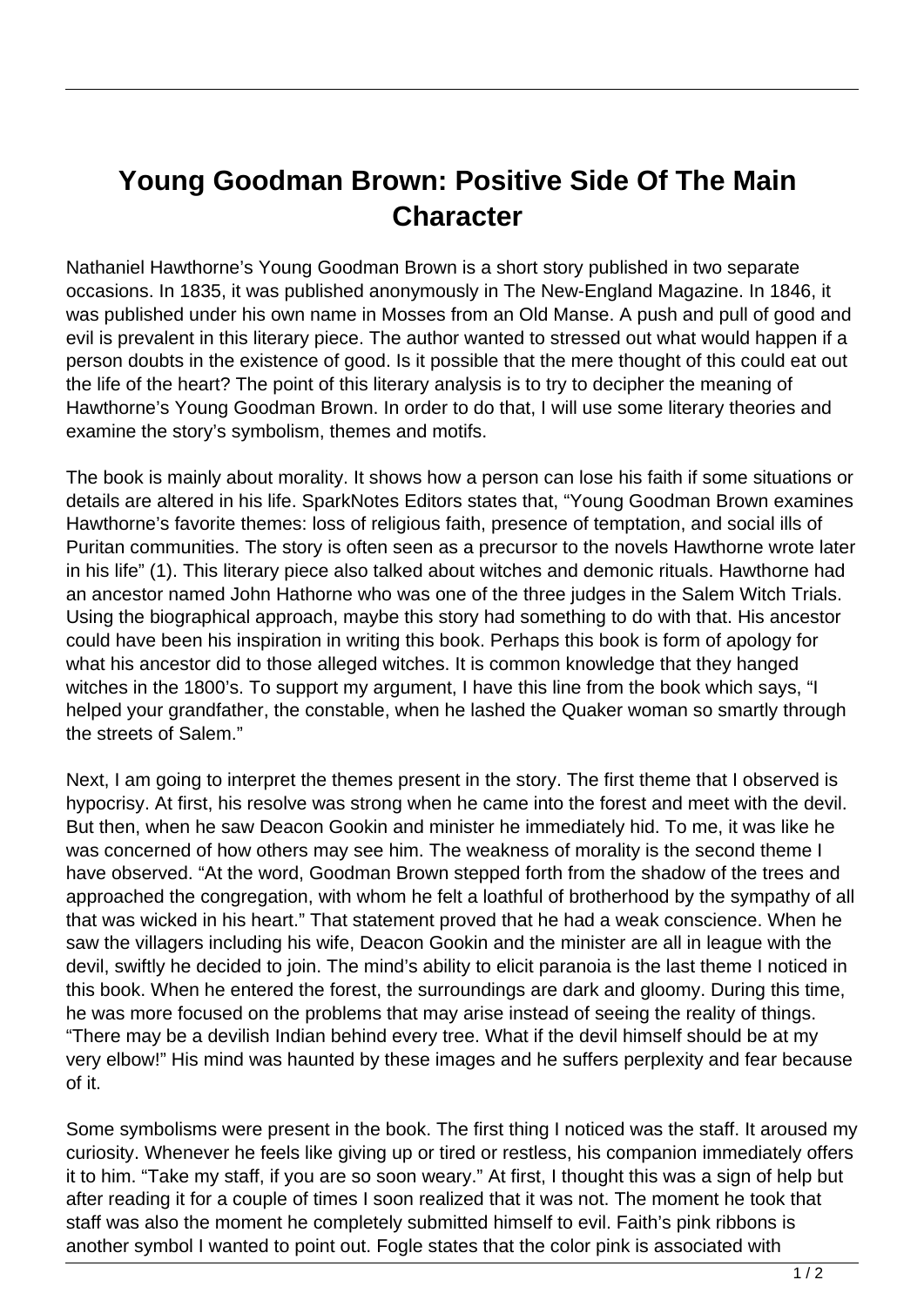# Young Goodman Brown: Positive Side Of The Main Character

Nathaniel Hawthorne's Young Goodman Brown is a short story published in two separate occasions. In 1835, it was published anonymously in The New-England Magazine. In 1846, it was published under his own name in Mosses from an Old Manse. A push and pull of good and evil is prevalent in this literary piece. The author wanted to stressed out what would happen if a person doubts in the existence of good. Is it possible that the mere thought of this could eat out the life of the heart? The point of this literary analysis is to try to decipher the meaning of Hawthorne's Young Goodman Brown. In order to do that, I will use some literary theories and examine the story's symbolism, themes and motifs.

The book is mainly about morality. It shows how a person can lose his faith if some situations or details are altered in his life. SparkNotes Editors states that, "Young Goodman Brown examines Hawthorne's favorite themes: loss of religious faith, presence of temptation, and social ills of Puritan communities. The story is often seen as a precursor to the novels Hawthorne wrote later in his life" (1). This literary piece also talked about witches and demonic rituals. Hawthorne had an ancestor named John Hathorne who was one of the three judges in the Salem Witch Trials. Using the biographical approach, maybe this story had something to do with that. His ancestor could have been his inspiration in writing this book. Perhaps this book is form of apology for what his ancestor did to those alleged witches. It is common knowledge that they hanged witches in the 1800's. To support my argument, I have this line from the book which says, "I helped your grandfather, the constable, when he lashed the Quaker woman so smartly through the streets of Salem."

Next, I am going to interpret the themes present in the story. The first theme that I observed is hypocrisy. At first, his resolve was strong when he came into the forest and meet with the devil. But then, when he saw Deacon Gookin and minister he immediately hid. To me, it was like he was concerned of how others may see him. The weakness of morality is the second theme I have observed. "At the word, Goodman Brown stepped forth from the shadow of the trees and approached the congregation, with whom he felt a loathful of brotherhood by the sympathy of all that was wicked in his heart." That statement proved that he had a weak conscience. When he saw the villagers including his wife, Deacon Gookin and the minister are all in league with the devil, swiftly he decided to join. The mind's ability to elicit paranoia is the last theme I noticed in this book. When he entered the forest, the surroundings are dark and gloomy. During this time, he was more focused on the problems that may arise instead of seeing the reality of things. "There may be a devilish Indian behind every tree. What if the devil himself should be at my very elbow!" His mind was haunted by these images and he suffers perplexity and fear because of it.

Some symbolisms were present in the book. The first thing I noticed was the staff. It aroused my curiosity. Whenever he feels like giving up or tired or restless, his companion immediately offers it to him. "Take my staff, if you are so soon weary." At first, I thought this was a sign of help but after reading it for a couple of times I soon realized that it was not. The moment he took that staff was also the moment he completely submitted himself to evil. Faith's pink ribbons is another symbol I wanted to point out. Fogle states that the color pink is associated with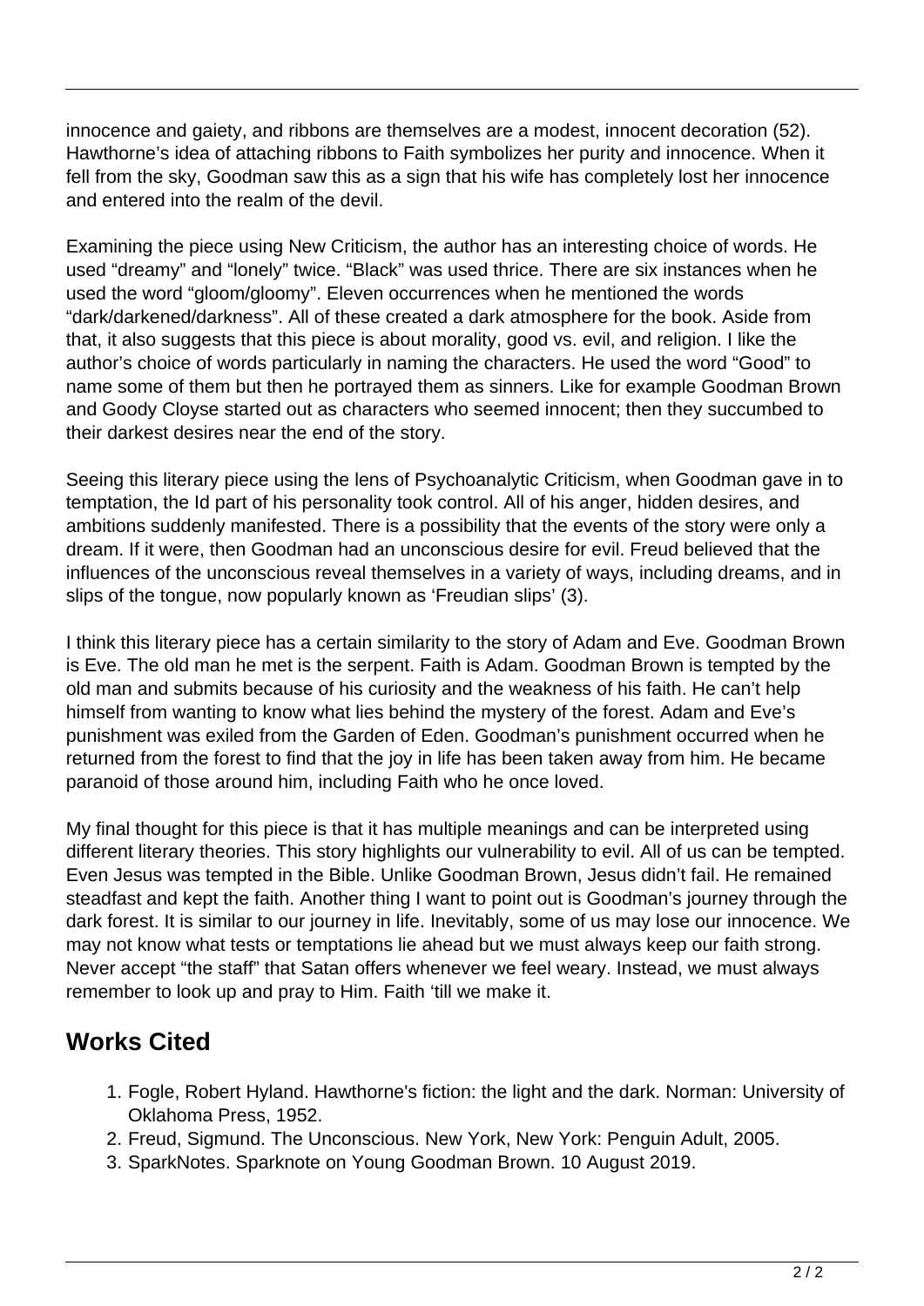innocence and gaiety, and ribbons are themselves are a modest, innocent decoration (52). Hawthorne's idea of attaching ribbons to Faith symbolizes her purity and innocence. When it fell from the sky, Goodman saw this as a sign that his wife has completely lost her innocence and entered into the realm of the devil.

Examining the piece using New Criticism, the author has an interesting choice of words. He used "dreamy" and "lonely" twice. "Black" was used thrice. There are six instances when he used the word "gloom/gloomy". Eleven occurrences when he mentioned the words "dark/darkened/darkness". All of these created a dark atmosphere for the book. Aside from that, it also suggests that this piece is about morality, good vs. evil, and religion. I like the author's choice of words particularly in naming the characters. He used the word "Good" to name some of them but then he portrayed them as sinners. Like for example Goodman Brown and Goody Cloyse started out as characters who seemed innocent; then they succumbed to their darkest desires near the end of the story.

Seeing this literary piece using the lens of Psychoanalytic Criticism, when Goodman gave in to temptation, the Id part of his personality took control. All of his anger, hidden desires, and ambitions suddenly manifested. There is a possibility that the events of the story were only a dream. If it were, then Goodman had an unconscious desire for evil. Freud believed that the influences of the unconscious reveal themselves in a variety of ways, including dreams, and in slips of the tongue, now popularly known as 'Freudian slips' (3).

I think this literary piece has a certain similarity to the story of Adam and Eve. Goodman Brown is Eve. The old man he met is the serpent. Faith is Adam. Goodman Brown is tempted by the old man and submits because of his curiosity and the weakness of his faith. He can't help himself from wanting to know what lies behind the mystery of the forest. Adam and Eve's punishment was exiled from the Garden of Eden. Goodman's punishment occurred when he returned from the forest to find that the joy in life has been taken away from him. He became paranoid of those around him, including Faith who he once loved.

My final thought for this piece is that it has multiple meanings and can be interpreted using different literary theories. This story highlights our vulnerability to evil. All of us can be tempted. Even Jesus was tempted in the Bible. Unlike Goodman Brown, Jesus didn't fail. He remained steadfast and kept the faith. Another thing I want to point out is Goodman's journey through the dark forest. It is similar to our journey in life. Inevitably, some of us may lose our innocence. We may not know what tests or temptations lie ahead but we must always keep our faith strong. Never accept "the staff" that Satan offers whenever we feel weary. Instead, we must always remember to look up and pray to Him. Faith 'till we make it.

## Works Cited

1. Fogle, Robert Hyland. Hawthorne's fiction: the light and the dark. Norman: University of Oklahoma Press, 1952.
2. Freud, Sigmund. The Unconscious. New York, New York: Penguin Adult, 2005.
3. SparkNotes. Sparknote on Young Goodman Brown. 10 August 2019.